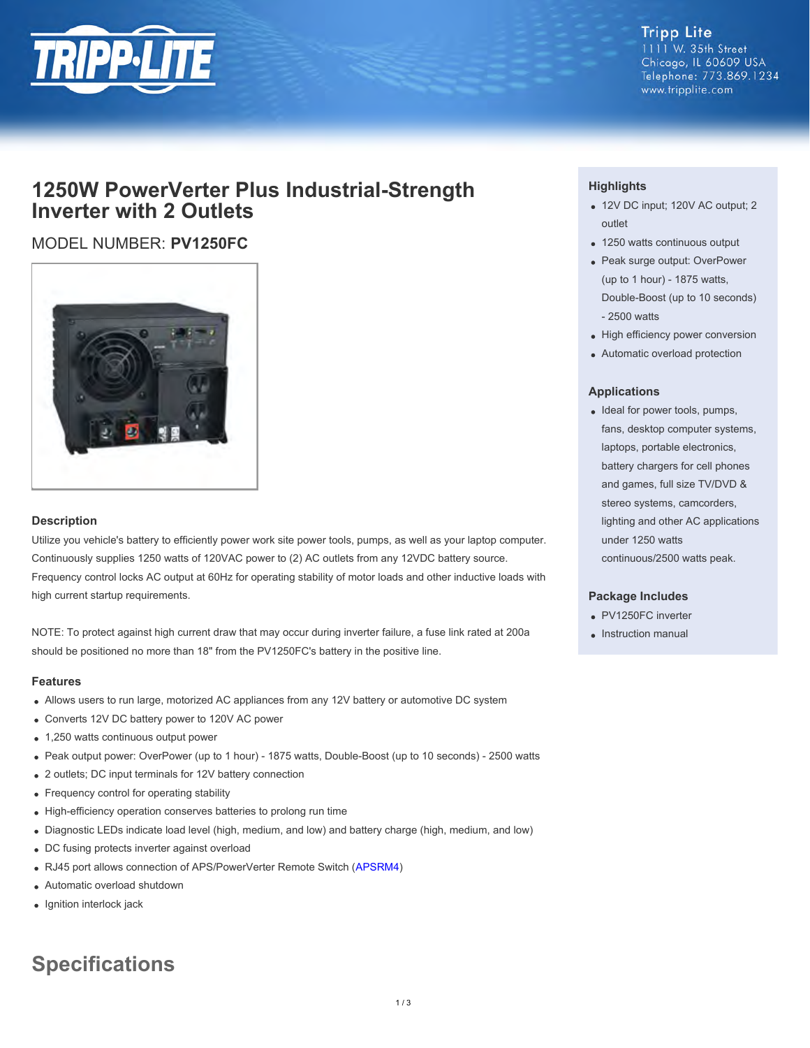Tripp Lite
1111 W. 35th Street
Chicago, IL 60609 USA
Telephone: 773.869.1234
www.tripplite.com

# 1250W PowerVerter Plus Industrial-Strength Inverter with 2 Outlets

MODEL NUMBER: **PV1250FC**

### Description

Utilize you vehicle's battery to efficiently power work site power tools, pumps, as well as your laptop computer. Continuously supplies 1250 watts of 120VAC power to (2) AC outlets from any 12VDC battery source. Frequency control locks AC output at 60Hz for operating stability of motor loads and other inductive loads with high current startup requirements.

NOTE: To protect against high current draw that may occur during inverter failure, a fuse link rated at 200a should be positioned no more than 18" from the PV1250FC's battery in the positive line.

### Features

- Allows users to run large, motorized AC appliances from any 12V battery or automotive DC system
- Converts 12V DC battery power to 120V AC power
- 1,250 watts continuous output power
- Peak output power: OverPower (up to 1 hour) - 1875 watts, Double-Boost (up to 10 seconds) - 2500 watts
- 2 outlets; DC input terminals for 12V battery connection
- Frequency control for operating stability
- High-efficiency operation conserves batteries to prolong run time
- Diagnostic LEDs indicate load level (high, medium, and low) and battery charge (high, medium, and low)
- DC fusing protects inverter against overload
- RJ45 port allows connection of APS/PowerVerter Remote Switch (APSRM4)
- Automatic overload shutdown
- Ignition interlock jack

### Highlights

- 12V DC input; 120V AC output; 2 outlet
- 1250 watts continuous output
- Peak surge output: OverPower (up to 1 hour) - 1875 watts, Double-Boost (up to 10 seconds) - 2500 watts
- High efficiency power conversion
- Automatic overload protection

### Applications

- Ideal for power tools, pumps, fans, desktop computer systems, laptops, portable electronics, battery chargers for cell phones and games, full size TV/DVD & stereo systems, camcorders, lighting and other AC applications under 1250 watts continuous/2500 watts peak.

### Package Includes

- PV1250FC inverter
- Instruction manual

## Specifications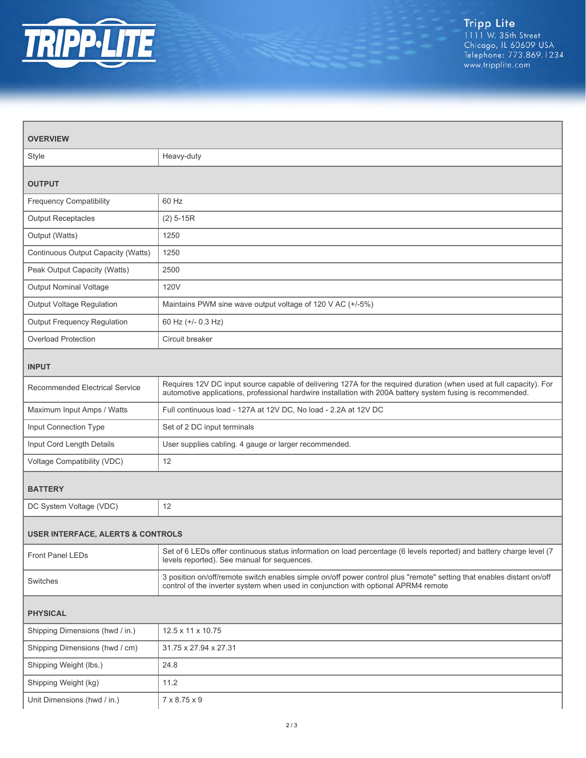| | |
|---|---|
| **OVERVIEW** | |
| Style | Heavy-duty |
| **OUTPUT** | |
| Frequency Compatibility | 60 Hz |
| Output Receptacles | (2) 5-15R |
| Output (Watts) | 1250 |
| Continuous Output Capacity (Watts) | 1250 |
| Peak Output Capacity (Watts) | 2500 |
| Output Nominal Voltage | 120V |
| Output Voltage Regulation | Maintains PWM sine wave output voltage of 120 V AC (+/-5%) |
| Output Frequency Regulation | 60 Hz (+/- 0.3 Hz) |
| Overload Protection | Circuit breaker |
| **INPUT** | |
| Recommended Electrical Service | Requires 12V DC input source capable of delivering 127A for the required duration (when used at full capacity). For automotive applications, professional hardwire installation with 200A battery system fusing is recommended. |
| Maximum Input Amps / Watts | Full continuous load - 127A at 12V DC, No load - 2.2A at 12V DC |
| Input Connection Type | Set of 2 DC input terminals |
| Input Cord Length Details | User supplies cabling. 4 gauge or larger recommended. |
| Voltage Compatibility (VDC) | 12 |
| **BATTERY** | |
| DC System Voltage (VDC) | 12 |
| **USER INTERFACE, ALERTS & CONTROLS** | |
| Front Panel LEDs | Set of 6 LEDs offer continuous status information on load percentage (6 levels reported) and battery charge level (7 levels reported). See manual for sequences. |
| Switches | 3 position on/off/remote switch enables simple on/off power control plus "remote" setting that enables distant on/off control of the inverter system when used in conjunction with optional APRM4 remote |
| **PHYSICAL** | |
| Shipping Dimensions (hwd / in.) | 12.5 x 11 x 10.75 |
| Shipping Dimensions (hwd / cm) | 31.75 x 27.94 x 27.31 |
| Shipping Weight (lbs.) | 24.8 |
| Shipping Weight (kg) | 11.2 |
| Unit Dimensions (hwd / in.) | 7 x 8.75 x 9 |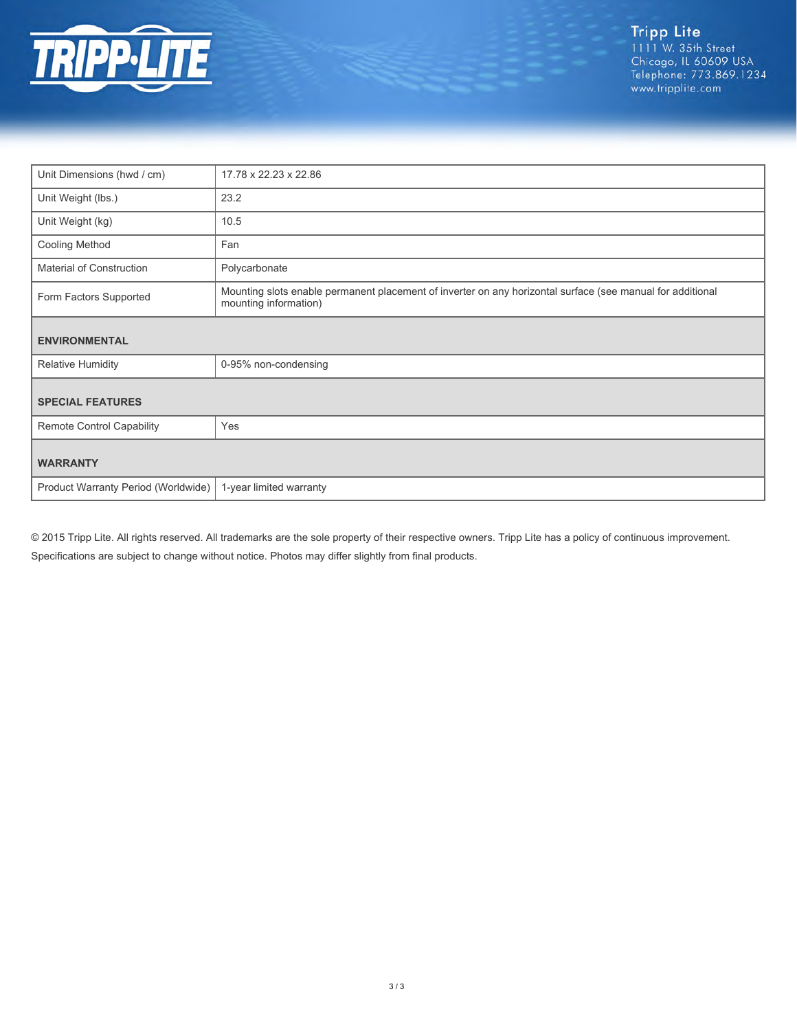| | |
|---|---|
| Unit Dimensions (hwd / cm) | 17.78 x 22.23 x 22.86 |
| Unit Weight (lbs.) | 23.2 |
| Unit Weight (kg) | 10.5 |
| Cooling Method | Fan |
| Material of Construction | Polycarbonate |
| Form Factors Supported | Mounting slots enable permanent placement of inverter on any horizontal surface (see manual for additional mounting information) |
| **ENVIRONMENTAL** | |
| Relative Humidity | 0-95% non-condensing |
| **SPECIAL FEATURES** | |
| Remote Control Capability | Yes |
| **WARRANTY** | |
| Product Warranty Period (Worldwide) | 1-year limited warranty |

© 2015 Tripp Lite. All rights reserved. All trademarks are the sole property of their respective owners. Tripp Lite has a policy of continuous improvement. Specifications are subject to change without notice. Photos may differ slightly from final products.